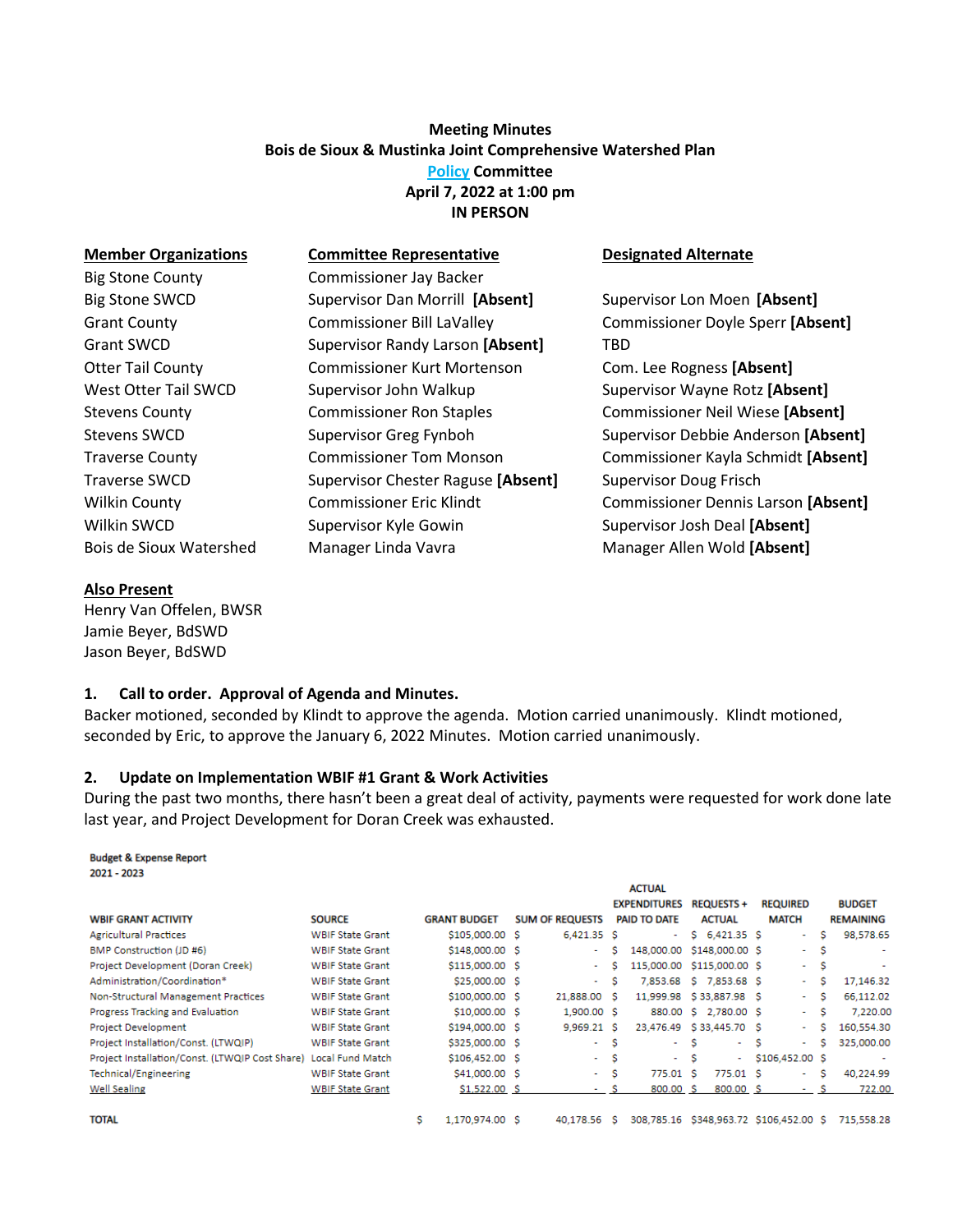**Meeting Minutes**
**Bois de Sioux & Mustinka Joint Comprehensive Watershed Plan**
**Policy Committee**
**April 7, 2022 at 1:00 pm**
**IN PERSON**

| Member Organizations | Committee Representative | Designated Alternate |
|---|---|---|
| Big Stone County | Commissioner Jay Backer | |
| Big Stone SWCD | Supervisor Dan Morrill **[Absent]** | Supervisor Lon Moen **[Absent]** |
| Grant County | Commissioner Bill LaValley | Commissioner Doyle Sperr **[Absent]** |
| Grant SWCD | Supervisor Randy Larson **[Absent]** | TBD |
| Otter Tail County | Commissioner Kurt Mortenson | Com. Lee Rogness **[Absent]** |
| West Otter Tail SWCD | Supervisor John Walkup | Supervisor Wayne Rotz **[Absent]** |
| Stevens County | Commissioner Ron Staples | Commissioner Neil Wiese **[Absent]** |
| Stevens SWCD | Supervisor Greg Fynboh | Supervisor Debbie Anderson **[Absent]** |
| Traverse County | Commissioner Tom Monson | Commissioner Kayla Schmidt **[Absent]** |
| Traverse SWCD | Supervisor Chester Raguse **[Absent]** | Supervisor Doug Frisch |
| Wilkin County | Commissioner Eric Klindt | Commissioner Dennis Larson **[Absent]** |
| Wilkin SWCD | Supervisor Kyle Gowin | Supervisor Josh Deal **[Absent]** |
| Bois de Sioux Watershed | Manager Linda Vavra | Manager Allen Wold **[Absent]** |

**Also Present**
Henry Van Offelen, BWSR
Jamie Beyer, BdSWD
Jason Beyer, BdSWD

## 1. Call to order. Approval of Agenda and Minutes.

Backer motioned, seconded by Klindt to approve the agenda. Motion carried unanimously. Klindt motioned, seconded by Eric, to approve the January 6, 2022 Minutes. Motion carried unanimously.

## 2. Update on Implementation WBIF #1 Grant & Work Activities

During the past two months, there hasn't been a great deal of activity, payments were requested for work done late last year, and Project Development for Doran Creek was exhausted.

**Budget & Expense Report**
**2021 - 2023**

| WBIF GRANT ACTIVITY | SOURCE | GRANT BUDGET | SUM OF REQUESTS | ACTUAL EXPENDITURES PAID TO DATE | REQUESTS + ACTUAL | REQUIRED MATCH | BUDGET REMAINING |
|---|---|---|---|---|---|---|---|
| Agricultural Practices | WBIF State Grant | $105,000.00 | $ 6,421.35 | $ - | $ 6,421.35 | $ - | $ 98,578.65 |
| BMP Construction (JD #6) | WBIF State Grant | $148,000.00 | $ - | $ 148,000.00 | $148,000.00 | $ - | $ - |
| Project Development (Doran Creek) | WBIF State Grant | $115,000.00 | $ - | $ 115,000.00 | $115,000.00 | $ - | $ - |
| Administration/Coordination* | WBIF State Grant | $25,000.00 | $ - | $ 7,853.68 | $ 7,853.68 | $ - | $ 17,146.32 |
| Non-Structural Management Practices | WBIF State Grant | $100,000.00 | $ 21,888.00 | $ 11,999.98 | $ 33,887.98 | $ - | $ 66,112.02 |
| Progress Tracking and Evaluation | WBIF State Grant | $10,000.00 | $ 1,900.00 | $ 880.00 | $ 2,780.00 | $ - | $ 7,220.00 |
| Project Development | WBIF State Grant | $194,000.00 | $ 9,969.21 | $ 23,476.49 | $ 33,445.70 | $ - | $ 160,554.30 |
| Project Installation/Const. (LTWQIP) | WBIF State Grant | $325,000.00 | $ - | $ - | $ - | $ - | $ 325,000.00 |
| Project Installation/Const. (LTWQIP Cost Share) | Local Fund Match | $106,452.00 | $ - | $ - | $ - | $106,452.00 | $ - |
| Technical/Engineering | WBIF State Grant | $41,000.00 | $ - | $ 775.01 | $ 775.01 | $ - | $ 40,224.99 |
| Well Sealing | WBIF State Grant | $1,522.00 | $ - | $ 800.00 | $ 800.00 | $ - | $ 722.00 |
| **TOTAL** | | $ 1,170,974.00 | $ 40,178.56 | $ 308,785.16 | $348,963.72 | $106,452.00 | $ 715,558.28 |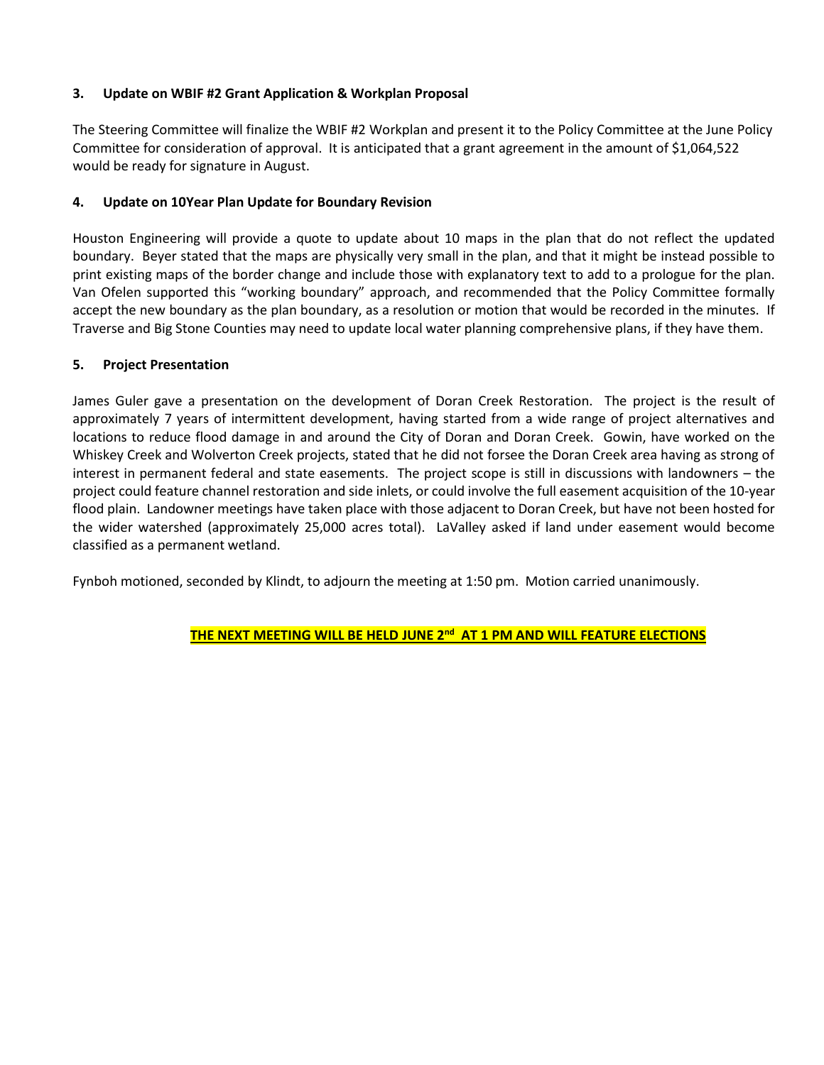**3. Update on WBIF #2 Grant Application & Workplan Proposal**

The Steering Committee will finalize the WBIF #2 Workplan and present it to the Policy Committee at the June Policy Committee for consideration of approval. It is anticipated that a grant agreement in the amount of $1,064,522 would be ready for signature in August.

**4. Update on 10Year Plan Update for Boundary Revision**

Houston Engineering will provide a quote to update about 10 maps in the plan that do not reflect the updated boundary. Beyer stated that the maps are physically very small in the plan, and that it might be instead possible to print existing maps of the border change and include those with explanatory text to add to a prologue for the plan. Van Ofelen supported this "working boundary" approach, and recommended that the Policy Committee formally accept the new boundary as the plan boundary, as a resolution or motion that would be recorded in the minutes. If Traverse and Big Stone Counties may need to update local water planning comprehensive plans, if they have them.

**5. Project Presentation**

James Guler gave a presentation on the development of Doran Creek Restoration. The project is the result of approximately 7 years of intermittent development, having started from a wide range of project alternatives and locations to reduce flood damage in and around the City of Doran and Doran Creek. Gowin, have worked on the Whiskey Creek and Wolverton Creek projects, stated that he did not forsee the Doran Creek area having as strong of interest in permanent federal and state easements. The project scope is still in discussions with landowners – the project could feature channel restoration and side inlets, or could involve the full easement acquisition of the 10-year flood plain. Landowner meetings have taken place with those adjacent to Doran Creek, but have not been hosted for the wider watershed (approximately 25,000 acres total). LaValley asked if land under easement would become classified as a permanent wetland.

Fynboh motioned, seconded by Klindt, to adjourn the meeting at 1:50 pm. Motion carried unanimously.

**THE NEXT MEETING WILL BE HELD JUNE 2nd AT 1 PM AND WILL FEATURE ELECTIONS**